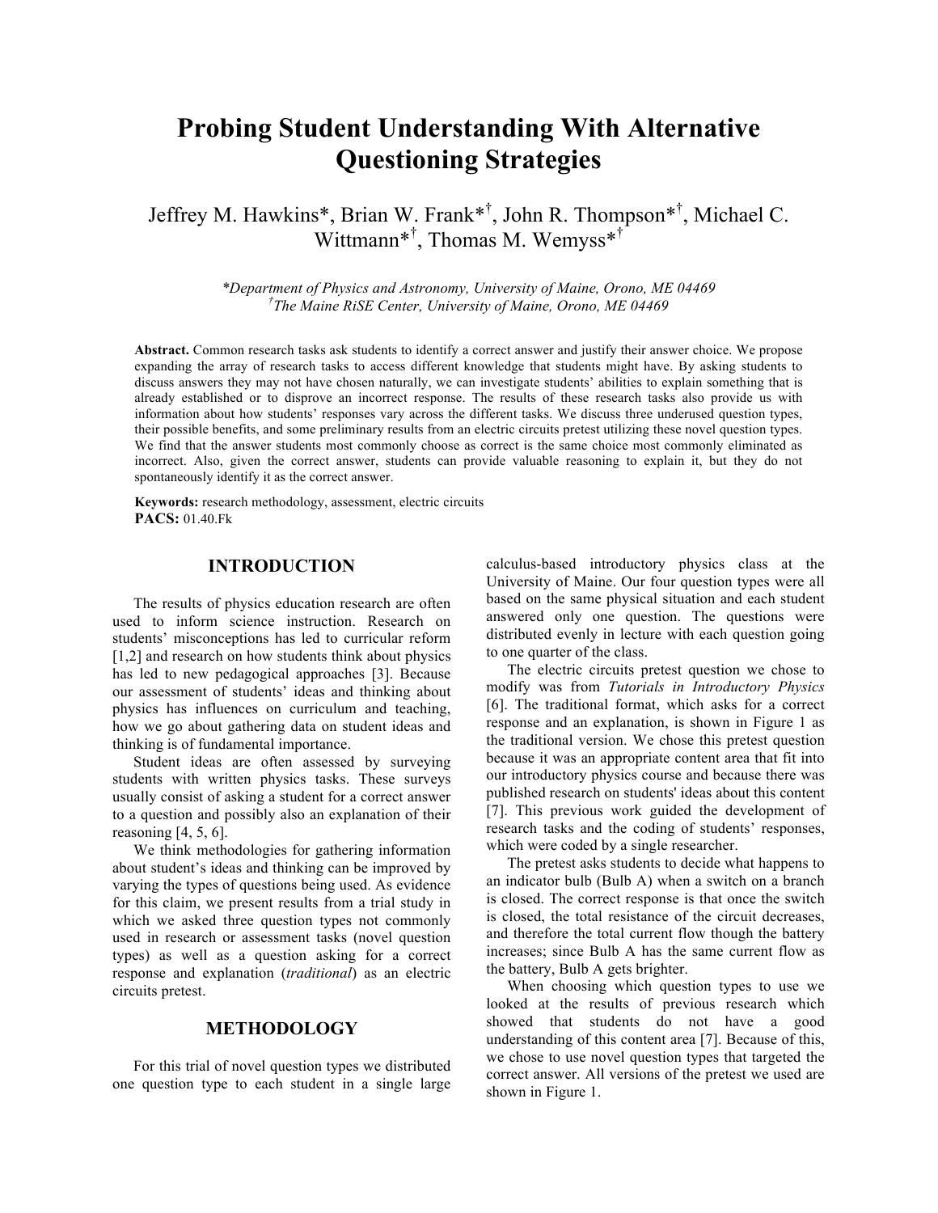# Probing Student Understanding With Alternative Questioning Strategies

Jeffrey M. Hawkins*, Brian W. Frank*†, John R. Thompson*†, Michael C. Wittmann*†, Thomas M. Wemyss*†

*Department of Physics and Astronomy, University of Maine, Orono, ME 04469*
†*The Maine RiSE Center, University of Maine, Orono, ME 04469*

**Abstract.** Common research tasks ask students to identify a correct answer and justify their answer choice. We propose expanding the array of research tasks to access different knowledge that students might have. By asking students to discuss answers they may not have chosen naturally, we can investigate students' abilities to explain something that is already established or to disprove an incorrect response. The results of these research tasks also provide us with information about how students' responses vary across the different tasks. We discuss three underused question types, their possible benefits, and some preliminary results from an electric circuits pretest utilizing these novel question types. We find that the answer students most commonly choose as correct is the same choice most commonly eliminated as incorrect. Also, given the correct answer, students can provide valuable reasoning to explain it, but they do not spontaneously identify it as the correct answer.

**Keywords:** research methodology, assessment, electric circuits
**PACS:** 01.40.Fk

## INTRODUCTION

The results of physics education research are often used to inform science instruction. Research on students' misconceptions has led to curricular reform [1,2] and research on how students think about physics has led to new pedagogical approaches [3]. Because our assessment of students' ideas and thinking about physics has influences on curriculum and teaching, how we go about gathering data on student ideas and thinking is of fundamental importance.

Student ideas are often assessed by surveying students with written physics tasks. These surveys usually consist of asking a student for a correct answer to a question and possibly also an explanation of their reasoning [4, 5, 6].

We think methodologies for gathering information about student's ideas and thinking can be improved by varying the types of questions being used. As evidence for this claim, we present results from a trial study in which we asked three question types not commonly used in research or assessment tasks (novel question types) as well as a question asking for a correct response and explanation (*traditional*) as an electric circuits pretest.

## METHODOLOGY

For this trial of novel question types we distributed one question type to each student in a single large calculus-based introductory physics class at the University of Maine. Our four question types were all based on the same physical situation and each student answered only one question. The questions were distributed evenly in lecture with each question going to one quarter of the class.

The electric circuits pretest question we chose to modify was from *Tutorials in Introductory Physics* [6]. The traditional format, which asks for a correct response and an explanation, is shown in Figure 1 as the traditional version. We chose this pretest question because it was an appropriate content area that fit into our introductory physics course and because there was published research on students' ideas about this content [7]. This previous work guided the development of research tasks and the coding of students' responses, which were coded by a single researcher.

The pretest asks students to decide what happens to an indicator bulb (Bulb A) when a switch on a branch is closed. The correct response is that once the switch is closed, the total resistance of the circuit decreases, and therefore the total current flow though the battery increases; since Bulb A has the same current flow as the battery, Bulb A gets brighter.

When choosing which question types to use we looked at the results of previous research which showed that students do not have a good understanding of this content area [7]. Because of this, we chose to use novel question types that targeted the correct answer. All versions of the pretest we used are shown in Figure 1.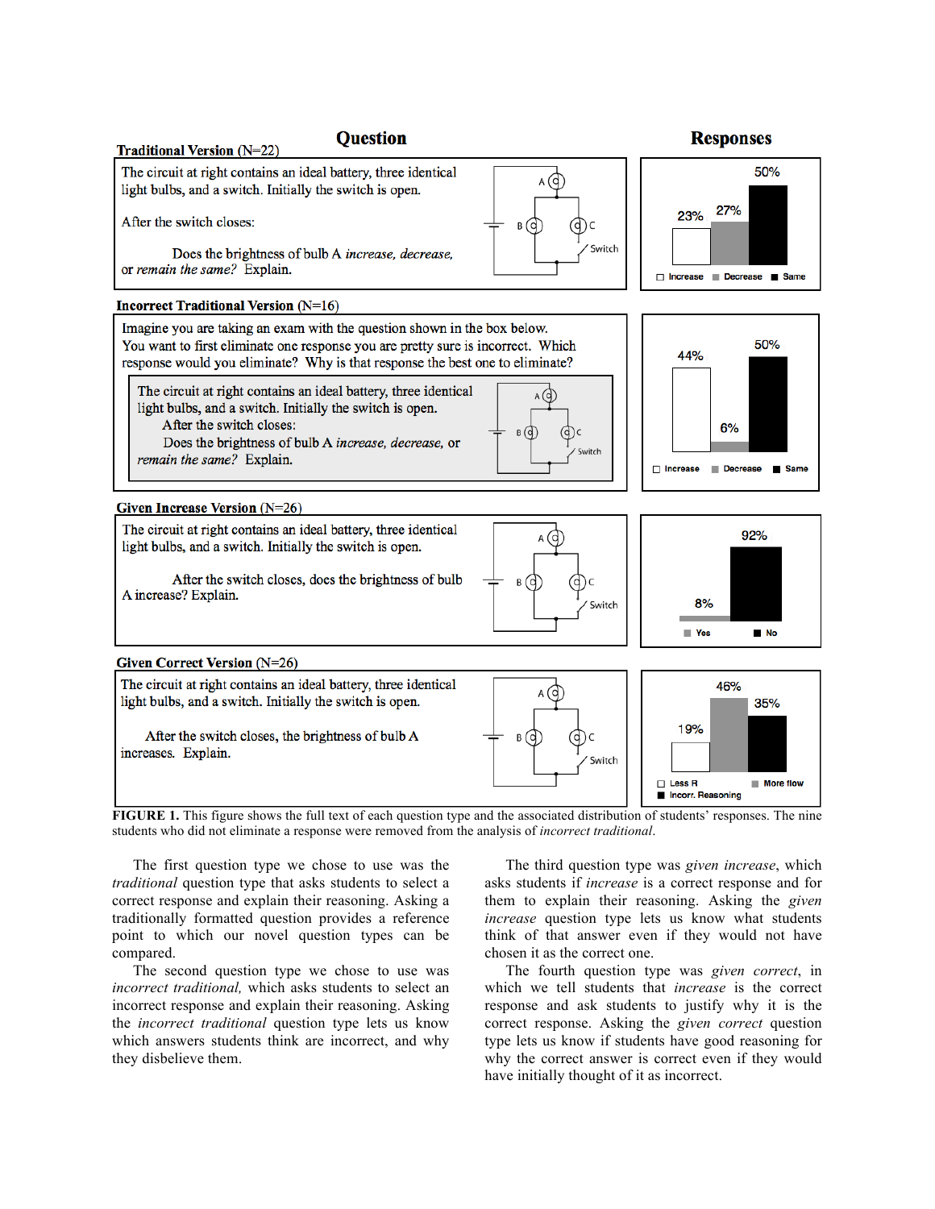**Question** | **Responses**

**Traditional Version** (N=22)

The circuit at right contains an ideal battery, three identical light bulbs, and a switch. Initially the switch is open.

After the switch closes:

Does the brightness of bulb A *increase, decrease,* or *remain the same?* Explain.

| Increase | Decrease | Same |
|---|---|---|
| 23% | 27% | 50% |

**Incorrect Traditional Version** (N=16)

Imagine you are taking an exam with the question shown in the box below. You want to first eliminate one response you are pretty sure is incorrect. Which response would you eliminate? Why is that response the best one to eliminate?

> The circuit at right contains an ideal battery, three identical light bulbs, and a switch. Initially the switch is open.
> After the switch closes:
> Does the brightness of bulb A *increase, decrease,* or *remain the same?* Explain.

| Increase | Decrease | Same |
|---|---|---|
| 44% | 6% | 50% |

**Given Increase Version** (N=26)

The circuit at right contains an ideal battery, three identical light bulbs, and a switch. Initially the switch is open.

After the switch closes, does the brightness of bulb A increase? Explain.

| Yes | No |
|---|---|
| 8% | 92% |

**Given Correct Version** (N=26)

The circuit at right contains an ideal battery, three identical light bulbs, and a switch. Initially the switch is open.

After the switch closes, the brightness of bulb A increases. Explain.

| Less R | More flow | Incorr. Reasoning |
|---|---|---|
| 19% | 46% | 35% |

**FIGURE 1.** This figure shows the full text of each question type and the associated distribution of students' responses. The nine students who did not eliminate a response were removed from the analysis of *incorrect traditional*.

The first question type we chose to use was the *traditional* question type that asks students to select a correct response and explain their reasoning. Asking a traditionally formatted question provides a reference point to which our novel question types can be compared.

The second question type we chose to use was *incorrect traditional,* which asks students to select an incorrect response and explain their reasoning. Asking the *incorrect traditional* question type lets us know which answers students think are incorrect, and why they disbelieve them.

The third question type was *given increase*, which asks students if *increase* is a correct response and for them to explain their reasoning. Asking the *given increase* question type lets us know what students think of that answer even if they would not have chosen it as the correct one.

The fourth question type was *given correct*, in which we tell students that *increase* is the correct response and ask students to justify why it is the correct response. Asking the *given correct* question type lets us know if students have good reasoning for why the correct answer is correct even if they would have initially thought of it as incorrect.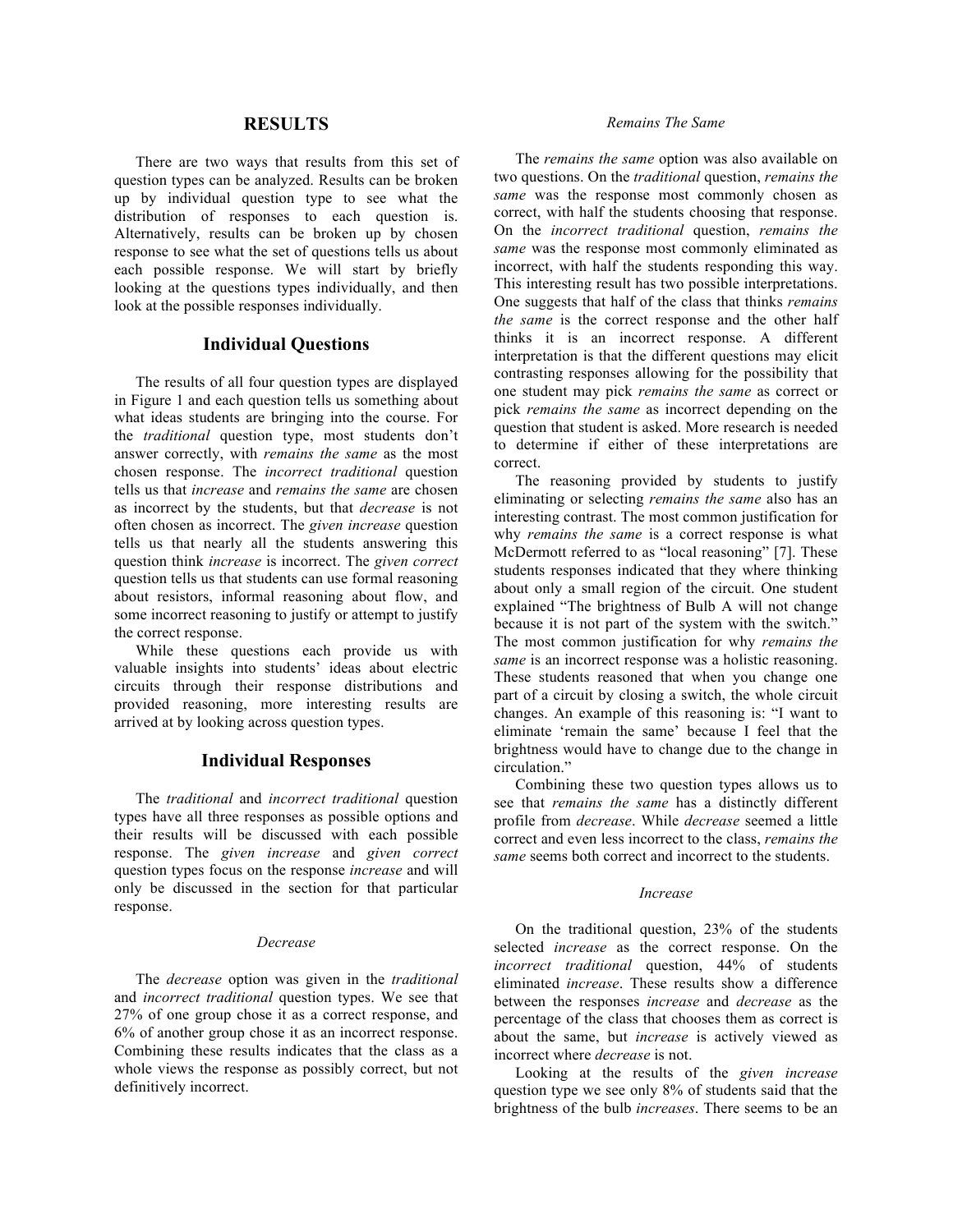## RESULTS

There are two ways that results from this set of question types can be analyzed. Results can be broken up by individual question type to see what the distribution of responses to each question is. Alternatively, results can be broken up by chosen response to see what the set of questions tells us about each possible response. We will start by briefly looking at the questions types individually, and then look at the possible responses individually.

### Individual Questions

The results of all four question types are displayed in Figure 1 and each question tells us something about what ideas students are bringing into the course. For the *traditional* question type, most students don't answer correctly, with *remains the same* as the most chosen response. The *incorrect traditional* question tells us that *increase* and *remains the same* are chosen as incorrect by the students, but that *decrease* is not often chosen as incorrect. The *given increase* question tells us that nearly all the students answering this question think *increase* is incorrect. The *given correct* question tells us that students can use formal reasoning about resistors, informal reasoning about flow, and some incorrect reasoning to justify or attempt to justify the correct response.

While these questions each provide us with valuable insights into students' ideas about electric circuits through their response distributions and provided reasoning, more interesting results are arrived at by looking across question types.

### Individual Responses

The *traditional* and *incorrect traditional* question types have all three responses as possible options and their results will be discussed with each possible response. The *given increase* and *given correct* question types focus on the response *increase* and will only be discussed in the section for that particular response.

#### *Decrease*

The *decrease* option was given in the *traditional* and *incorrect traditional* question types. We see that 27% of one group chose it as a correct response, and 6% of another group chose it as an incorrect response. Combining these results indicates that the class as a whole views the response as possibly correct, but not definitively incorrect.

#### *Remains The Same*

The *remains the same* option was also available on two questions. On the *traditional* question, *remains the same* was the response most commonly chosen as correct, with half the students choosing that response. On the *incorrect traditional* question, *remains the same* was the response most commonly eliminated as incorrect, with half the students responding this way. This interesting result has two possible interpretations. One suggests that half of the class that thinks *remains the same* is the correct response and the other half thinks it is an incorrect response. A different interpretation is that the different questions may elicit contrasting responses allowing for the possibility that one student may pick *remains the same* as correct or pick *remains the same* as incorrect depending on the question that student is asked. More research is needed to determine if either of these interpretations are correct.

The reasoning provided by students to justify eliminating or selecting *remains the same* also has an interesting contrast. The most common justification for why *remains the same* is a correct response is what McDermott referred to as "local reasoning" [7]. These students responses indicated that they where thinking about only a small region of the circuit. One student explained "The brightness of Bulb A will not change because it is not part of the system with the switch." The most common justification for why *remains the same* is an incorrect response was a holistic reasoning. These students reasoned that when you change one part of a circuit by closing a switch, the whole circuit changes. An example of this reasoning is: "I want to eliminate 'remain the same' because I feel that the brightness would have to change due to the change in circulation."

Combining these two question types allows us to see that *remains the same* has a distinctly different profile from *decrease*. While *decrease* seemed a little correct and even less incorrect to the class, *remains the same* seems both correct and incorrect to the students.

#### *Increase*

On the traditional question, 23% of the students selected *increase* as the correct response. On the *incorrect traditional* question, 44% of students eliminated *increase*. These results show a difference between the responses *increase* and *decrease* as the percentage of the class that chooses them as correct is about the same, but *increase* is actively viewed as incorrect where *decrease* is not.

Looking at the results of the *given increase* question type we see only 8% of students said that the brightness of the bulb *increases*. There seems to be an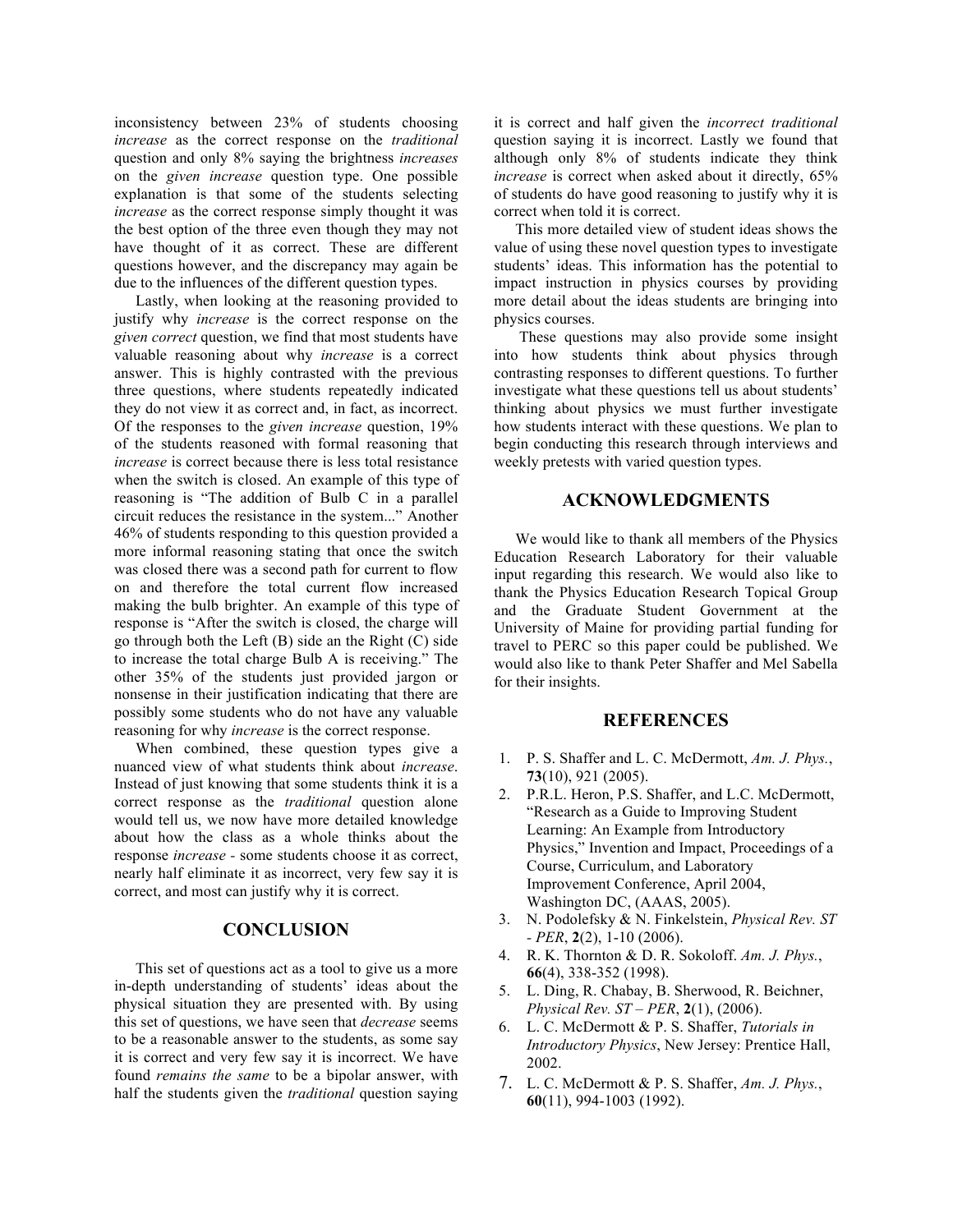inconsistency between 23% of students choosing *increase* as the correct response on the *traditional* question and only 8% saying the brightness *increases* on the *given increase* question type. One possible explanation is that some of the students selecting *increase* as the correct response simply thought it was the best option of the three even though they may not have thought of it as correct. These are different questions however, and the discrepancy may again be due to the influences of the different question types.

Lastly, when looking at the reasoning provided to justify why *increase* is the correct response on the *given correct* question, we find that most students have valuable reasoning about why *increase* is a correct answer. This is highly contrasted with the previous three questions, where students repeatedly indicated they do not view it as correct and, in fact, as incorrect. Of the responses to the *given increase* question, 19% of the students reasoned with formal reasoning that *increase* is correct because there is less total resistance when the switch is closed. An example of this type of reasoning is "The addition of Bulb C in a parallel circuit reduces the resistance in the system..." Another 46% of students responding to this question provided a more informal reasoning stating that once the switch was closed there was a second path for current to flow on and therefore the total current flow increased making the bulb brighter. An example of this type of response is "After the switch is closed, the charge will go through both the Left (B) side an the Right (C) side to increase the total charge Bulb A is receiving." The other 35% of the students just provided jargon or nonsense in their justification indicating that there are possibly some students who do not have any valuable reasoning for why *increase* is the correct response.

When combined, these question types give a nuanced view of what students think about *increase*. Instead of just knowing that some students think it is a correct response as the *traditional* question alone would tell us, we now have more detailed knowledge about how the class as a whole thinks about the response *increase* - some students choose it as correct, nearly half eliminate it as incorrect, very few say it is correct, and most can justify why it is correct.

## CONCLUSION

This set of questions act as a tool to give us a more in-depth understanding of students' ideas about the physical situation they are presented with. By using this set of questions, we have seen that *decrease* seems to be a reasonable answer to the students, as some say it is correct and very few say it is incorrect. We have found *remains the same* to be a bipolar answer, with half the students given the *traditional* question saying it is correct and half given the *incorrect traditional* question saying it is incorrect. Lastly we found that although only 8% of students indicate they think *increase* is correct when asked about it directly, 65% of students do have good reasoning to justify why it is correct when told it is correct.

This more detailed view of student ideas shows the value of using these novel question types to investigate students' ideas. This information has the potential to impact instruction in physics courses by providing more detail about the ideas students are bringing into physics courses.

These questions may also provide some insight into how students think about physics through contrasting responses to different questions. To further investigate what these questions tell us about students' thinking about physics we must further investigate how students interact with these questions. We plan to begin conducting this research through interviews and weekly pretests with varied question types.

## ACKNOWLEDGMENTS

We would like to thank all members of the Physics Education Research Laboratory for their valuable input regarding this research. We would also like to thank the Physics Education Research Topical Group and the Graduate Student Government at the University of Maine for providing partial funding for travel to PERC so this paper could be published. We would also like to thank Peter Shaffer and Mel Sabella for their insights.

## REFERENCES

1. P. S. Shaffer and L. C. McDermott, *Am. J. Phys.*, **73**(10), 921 (2005).
2. P.R.L. Heron, P.S. Shaffer, and L.C. McDermott, "Research as a Guide to Improving Student Learning: An Example from Introductory Physics," Invention and Impact, Proceedings of a Course, Curriculum, and Laboratory Improvement Conference, April 2004, Washington DC, (AAAS, 2005).
3. N. Podolefsky & N. Finkelstein, *Physical Rev. ST - PER*, **2**(2), 1-10 (2006).
4. R. K. Thornton & D. R. Sokoloff. *Am. J. Phys.*, **66**(4), 338-352 (1998).
5. L. Ding, R. Chabay, B. Sherwood, R. Beichner, *Physical Rev. ST – PER*, **2**(1), (2006).
6. L. C. McDermott & P. S. Shaffer, *Tutorials in Introductory Physics*, New Jersey: Prentice Hall, 2002.
7. L. C. McDermott & P. S. Shaffer, *Am. J. Phys.*, **60**(11), 994-1003 (1992).